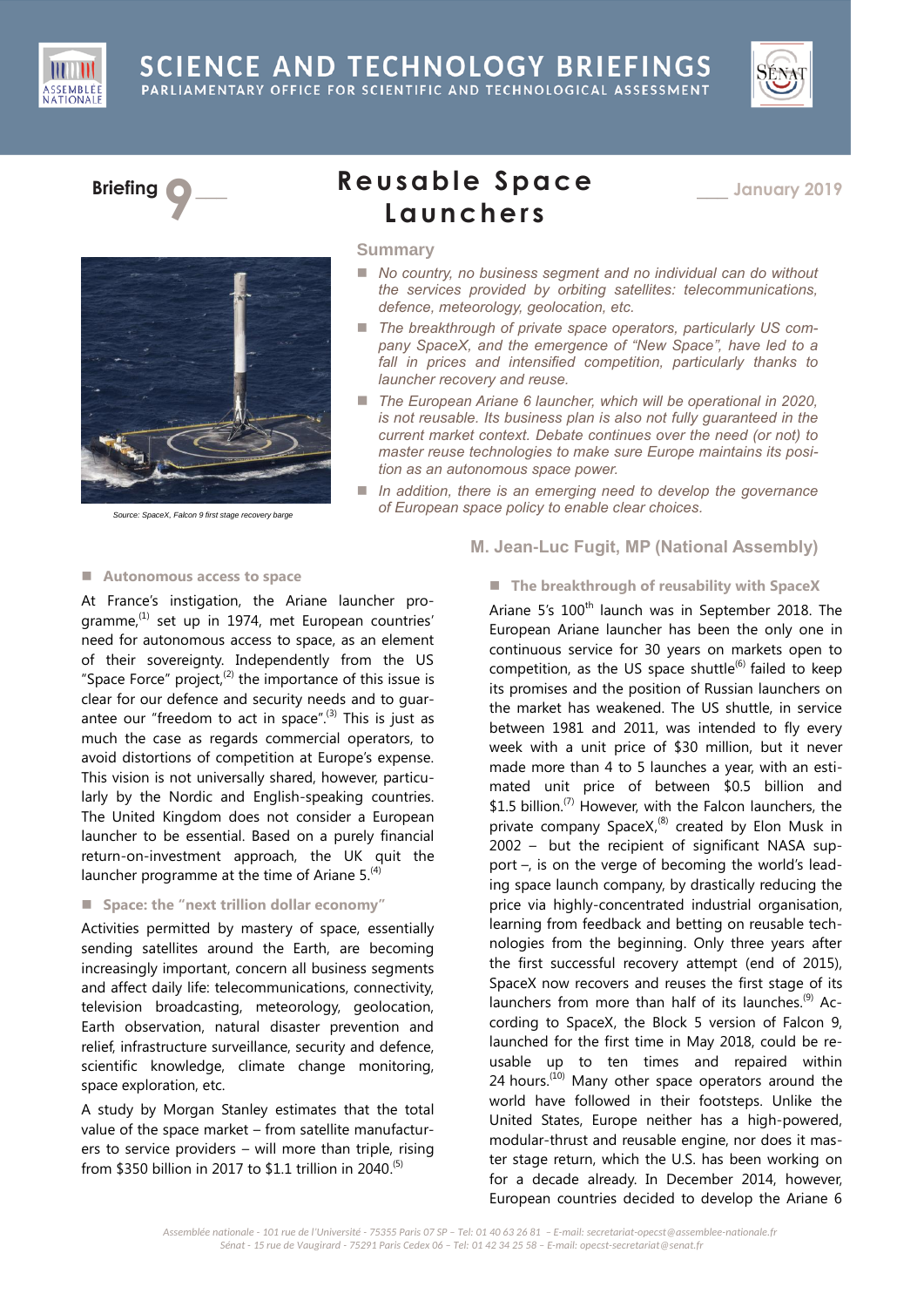# SCIENCE AND TECHNOLOGY BRIEFINGS

PARLIAMENTARY OFFICE FOR SCIENTIFIC AND TECHNOLOGICAL ASSESSMENT

Briefing 9 — January 2019

# Reusable Space Launchers

Source: SpaceX, Falcon 9 first stage recovery barge

## Summary

- *No country, no business segment and no individual can do without the services provided by orbiting satellites: telecommunications, defence, meteorology, geolocation, etc.*
- *The breakthrough of private space operators, particularly US company SpaceX, and the emergence of "New Space", have led to a fall in prices and intensified competition, particularly thanks to launcher recovery and reuse.*
- *The European Ariane 6 launcher, which will be operational in 2020, is not reusable. Its business plan is also not fully guaranteed in the current market context. Debate continues over the need (or not) to master reuse technologies to make sure Europe maintains its position as an autonomous space power.*
- *In addition, there is an emerging need to develop the governance of European space policy to enable clear choices.*

**M. Jean-Luc Fugit, MP (National Assembly)**

## Autonomous access to space

At France's instigation, the Ariane launcher programme,[1] set up in 1974, met European countries' need for autonomous access to space, as an element of their sovereignty. Independently from the US "Space Force" project,[2] the importance of this issue is clear for our defence and security needs and to guarantee our "freedom to act in space".[3] This is just as much the case as regards commercial operators, to avoid distortions of competition at Europe's expense. This vision is not universally shared, however, particularly by the Nordic and English-speaking countries. The United Kingdom does not consider a European launcher to be essential. Based on a purely financial return-on-investment approach, the UK quit the launcher programme at the time of Ariane 5.[4]

## Space: the "next trillion dollar economy"

Activities permitted by mastery of space, essentially sending satellites around the Earth, are becoming increasingly important, concern all business segments and affect daily life: telecommunications, connectivity, television broadcasting, meteorology, geolocation, Earth observation, natural disaster prevention and relief, infrastructure surveillance, security and defence, scientific knowledge, climate change monitoring, space exploration, etc.

A study by Morgan Stanley estimates that the total value of the space market – from satellite manufacturers to service providers – will more than triple, rising from $350 billion in 2017 to $1.1 trillion in 2040.[5]

## The breakthrough of reusability with SpaceX

Ariane 5's 100th launch was in September 2018. The European Ariane launcher has been the only one in continuous service for 30 years on markets open to competition, as the US space shuttle[6] failed to keep its promises and the position of Russian launchers on the market has weakened. The US shuttle, in service between 1981 and 2011, was intended to fly every week with a unit price of $30 million, but it never made more than 4 to 5 launches a year, with an estimated unit price of between $0.5 billion and $1.5 billion.[7] However, with the Falcon launchers, the private company SpaceX,[8] created by Elon Musk in 2002 – but the recipient of significant NASA support –, is on the verge of becoming the world's leading space launch company, by drastically reducing the price via highly-concentrated industrial organisation, learning from feedback and betting on reusable technologies from the beginning. Only three years after the first successful recovery attempt (end of 2015), SpaceX now recovers and reuses the first stage of its launchers from more than half of its launches.[9] According to SpaceX, the Block 5 version of Falcon 9, launched for the first time in May 2018, could be reusable up to ten times and repaired within 24 hours.[10] Many other space operators around the world have followed in their footsteps. Unlike the United States, Europe neither has a high-powered, modular-thrust and reusable engine, nor does it master stage return, which the U.S. has been working on for a decade already. In December 2014, however, European countries decided to develop the Ariane 6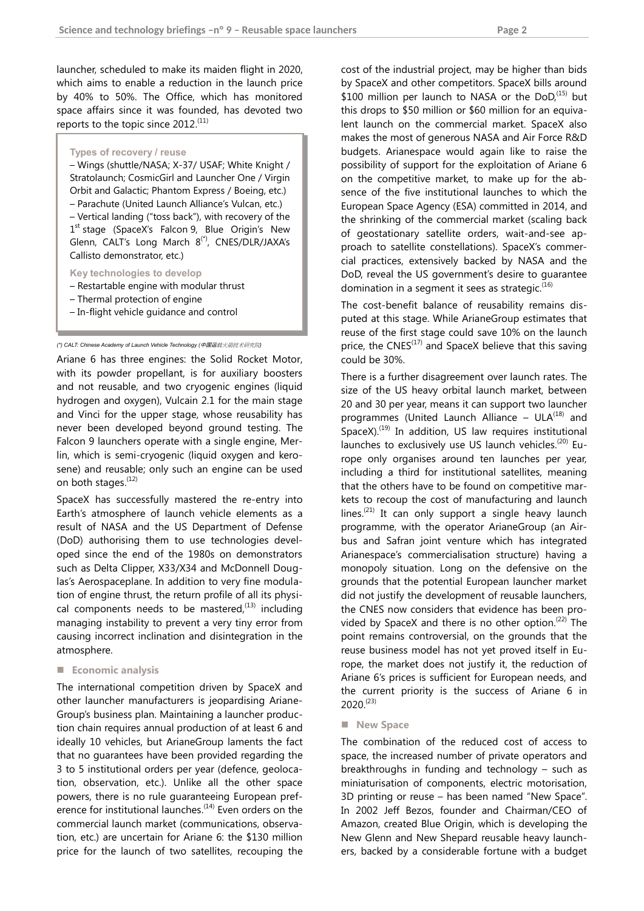launcher, scheduled to make its maiden flight in 2020, which aims to enable a reduction in the launch price by 40% to 50%. The Office, which has monitored space affairs since it was founded, has devoted two reports to the topic since 2012.[11]

> **Types of recovery / reuse**
>
> – Wings (shuttle/NASA; X-37/ USAF; White Knight / Stratolaunch; CosmicGirl and Launcher One / Virgin Orbit and Galactic; Phantom Express / Boeing, etc.)
> – Parachute (United Launch Alliance's Vulcan, etc.)
> – Vertical landing ("toss back"), with recovery of the 1st stage (SpaceX's Falcon 9, Blue Origin's New Glenn, CALT's Long March 8[*], CNES/DLR/JAXA's Callisto demonstrator, etc.)
>
> **Key technologies to develop**
>
> – Restartable engine with modular thrust
> – Thermal protection of engine
> – In-flight vehicle guidance and control

*(\*) CALT: Chinese Academy of Launch Vehicle Technology (中国运载火箭技术研究院)*

Ariane 6 has three engines: the Solid Rocket Motor, with its powder propellant, is for auxiliary boosters and not reusable, and two cryogenic engines (liquid hydrogen and oxygen), Vulcain 2.1 for the main stage and Vinci for the upper stage, whose reusability has never been developed beyond ground testing. The Falcon 9 launchers operate with a single engine, Merlin, which is semi-cryogenic (liquid oxygen and kerosene) and reusable; only such an engine can be used on both stages.[12]

SpaceX has successfully mastered the re-entry into Earth's atmosphere of launch vehicle elements as a result of NASA and the US Department of Defense (DoD) authorising them to use technologies developed since the end of the 1980s on demonstrators such as Delta Clipper, X33/X34 and McDonnell Douglas's Aerospaceplane. In addition to very fine modulation of engine thrust, the return profile of all its physical components needs to be mastered,[13] including managing instability to prevent a very tiny error from causing incorrect inclination and disintegration in the atmosphere.

## Economic analysis

The international competition driven by SpaceX and other launcher manufacturers is jeopardising ArianeGroup's business plan. Maintaining a launcher production chain requires annual production of at least 6 and ideally 10 vehicles, but ArianeGroup laments the fact that no guarantees have been provided regarding the 3 to 5 institutional orders per year (defence, geolocation, observation, etc.). Unlike all the other space powers, there is no rule guaranteeing European preference for institutional launches.[14] Even orders on the commercial launch market (communications, observation, etc.) are uncertain for Ariane 6: the $130 million price for the launch of two satellites, recouping the cost of the industrial project, may be higher than bids by SpaceX and other competitors. SpaceX bills around $100 million per launch to NASA or the DoD,[15] but this drops to $50 million or $60 million for an equivalent launch on the commercial market. SpaceX also makes the most of generous NASA and Air Force R&D budgets. Arianespace would again like to raise the possibility of support for the exploitation of Ariane 6 on the competitive market, to make up for the absence of the five institutional launches to which the European Space Agency (ESA) committed in 2014, and the shrinking of the commercial market (scaling back of geostationary satellite orders, wait-and-see approach to satellite constellations). SpaceX's commercial practices, extensively backed by NASA and the DoD, reveal the US government's desire to guarantee domination in a segment it sees as strategic.[16]

The cost-benefit balance of reusability remains disputed at this stage. While ArianeGroup estimates that reuse of the first stage could save 10% on the launch price, the CNES[17] and SpaceX believe that this saving could be 30%.

There is a further disagreement over launch rates. The size of the US heavy orbital launch market, between 20 and 30 per year, means it can support two launcher programmes (United Launch Alliance – ULA[18] and SpaceX).[19] In addition, US law requires institutional launches to exclusively use US launch vehicles.[20] Europe only organises around ten launches per year, including a third for institutional satellites, meaning that the others have to be found on competitive markets to recoup the cost of manufacturing and launch lines.[21] It can only support a single heavy launch programme, with the operator ArianeGroup (an Airbus and Safran joint venture which has integrated Arianespace's commercialisation structure) having a monopoly situation. Long on the defensive on the grounds that the potential European launcher market did not justify the development of reusable launchers, the CNES now considers that evidence has been provided by SpaceX and there is no other option.[22] The point remains controversial, on the grounds that the reuse business model has not yet proved itself in Europe, the market does not justify it, the reduction of Ariane 6's prices is sufficient for European needs, and the current priority is the success of Ariane 6 in 2020.[23]

## New Space

The combination of the reduced cost of access to space, the increased number of private operators and breakthroughs in funding and technology – such as miniaturisation of components, electric motorisation, 3D printing or reuse – has been named "New Space". In 2002 Jeff Bezos, founder and Chairman/CEO of Amazon, created Blue Origin, which is developing the New Glenn and New Shepard reusable heavy launchers, backed by a considerable fortune with a budget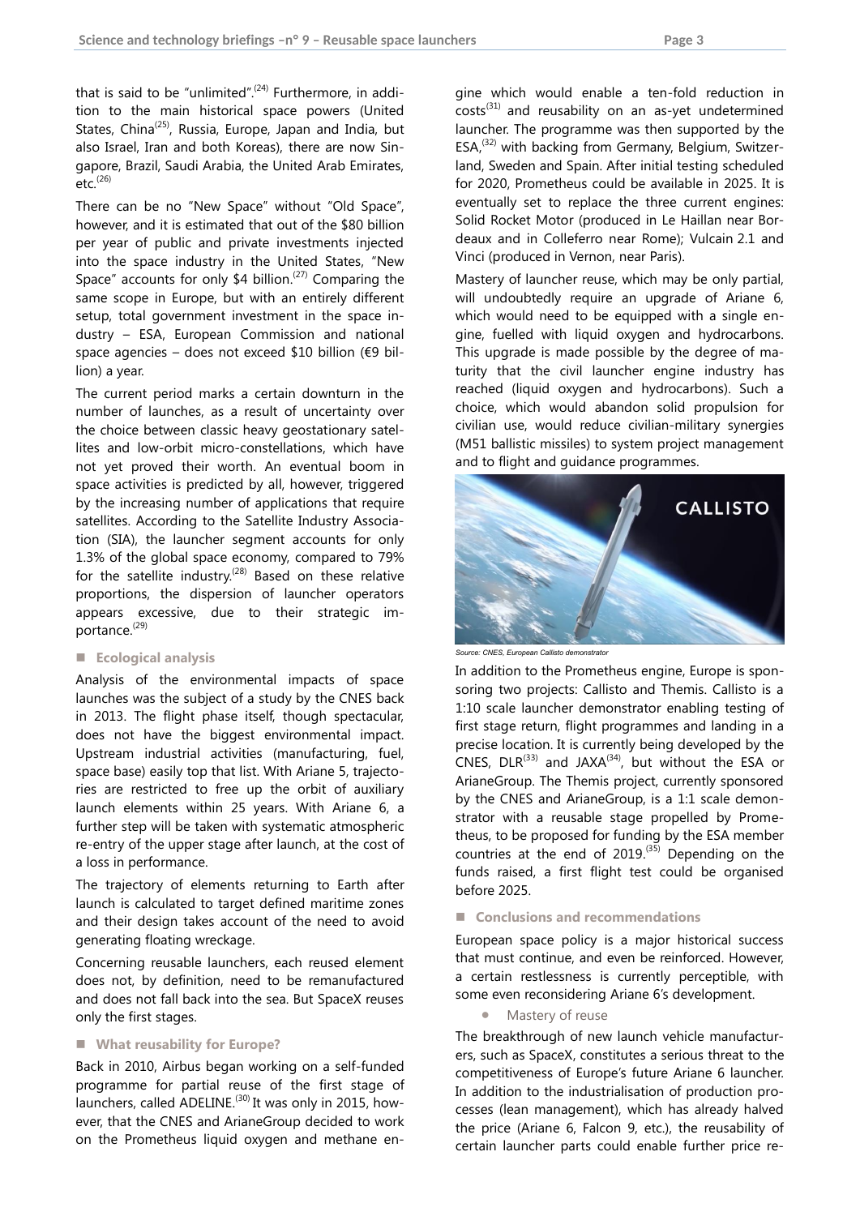that is said to be "unlimited".[24] Furthermore, in addition to the main historical space powers (United States, China[25], Russia, Europe, Japan and India, but also Israel, Iran and both Koreas), there are now Singapore, Brazil, Saudi Arabia, the United Arab Emirates, etc.[26]

There can be no "New Space" without "Old Space", however, and it is estimated that out of the $80 billion per year of public and private investments injected into the space industry in the United States, "New Space" accounts for only $4 billion.[27] Comparing the same scope in Europe, but with an entirely different setup, total government investment in the space industry – ESA, European Commission and national space agencies – does not exceed $10 billion (€9 billion) a year.

The current period marks a certain downturn in the number of launches, as a result of uncertainty over the choice between classic heavy geostationary satellites and low-orbit micro-constellations, which have not yet proved their worth. An eventual boom in space activities is predicted by all, however, triggered by the increasing number of applications that require satellites. According to the Satellite Industry Association (SIA), the launcher segment accounts for only 1.3% of the global space economy, compared to 79% for the satellite industry.[28] Based on these relative proportions, the dispersion of launcher operators appears excessive, due to their strategic importance.[29]

## Ecological analysis

Analysis of the environmental impacts of space launches was the subject of a study by the CNES back in 2013. The flight phase itself, though spectacular, does not have the biggest environmental impact. Upstream industrial activities (manufacturing, fuel, space base) easily top that list. With Ariane 5, trajectories are restricted to free up the orbit of auxiliary launch elements within 25 years. With Ariane 6, a further step will be taken with systematic atmospheric re-entry of the upper stage after launch, at the cost of a loss in performance.

The trajectory of elements returning to Earth after launch is calculated to target defined maritime zones and their design takes account of the need to avoid generating floating wreckage.

Concerning reusable launchers, each reused element does not, by definition, need to be remanufactured and does not fall back into the sea. But SpaceX reuses only the first stages.

## What reusability for Europe?

Back in 2010, Airbus began working on a self-funded programme for partial reuse of the first stage of launchers, called ADELINE.[30] It was only in 2015, however, that the CNES and ArianeGroup decided to work on the Prometheus liquid oxygen and methane engine which would enable a ten-fold reduction in costs[31] and reusability on an as-yet undetermined launcher. The programme was then supported by the ESA,[32] with backing from Germany, Belgium, Switzerland, Sweden and Spain. After initial testing scheduled for 2020, Prometheus could be available in 2025. It is eventually set to replace the three current engines: Solid Rocket Motor (produced in Le Haillan near Bordeaux and in Colleferro near Rome); Vulcain 2.1 and Vinci (produced in Vernon, near Paris).

Mastery of launcher reuse, which may be only partial, will undoubtedly require an upgrade of Ariane 6, which would need to be equipped with a single engine, fuelled with liquid oxygen and hydrocarbons. This upgrade is made possible by the degree of maturity that the civil launcher engine industry has reached (liquid oxygen and hydrocarbons). Such a choice, which would abandon solid propulsion for civilian use, would reduce civilian-military synergies (M51 ballistic missiles) to system project management and to flight and guidance programmes.

CALLISTO

*Source: CNES, European Callisto demonstrator*

In addition to the Prometheus engine, Europe is sponsoring two projects: Callisto and Themis. Callisto is a 1:10 scale launcher demonstrator enabling testing of first stage return, flight programmes and landing in a precise location. It is currently being developed by the CNES, DLR[33] and JAXA[34], but without the ESA or ArianeGroup. The Themis project, currently sponsored by the CNES and ArianeGroup, is a 1:1 scale demonstrator with a reusable stage propelled by Prometheus, to be proposed for funding by the ESA member countries at the end of 2019.[35] Depending on the funds raised, a first flight test could be organised before 2025.

## Conclusions and recommendations

European space policy is a major historical success that must continue, and even be reinforced. However, a certain restlessness is currently perceptible, with some even reconsidering Ariane 6's development.

- Mastery of reuse

The breakthrough of new launch vehicle manufacturers, such as SpaceX, constitutes a serious threat to the competitiveness of Europe's future Ariane 6 launcher. In addition to the industrialisation of production processes (lean management), which has already halved the price (Ariane 6, Falcon 9, etc.), the reusability of certain launcher parts could enable further price re-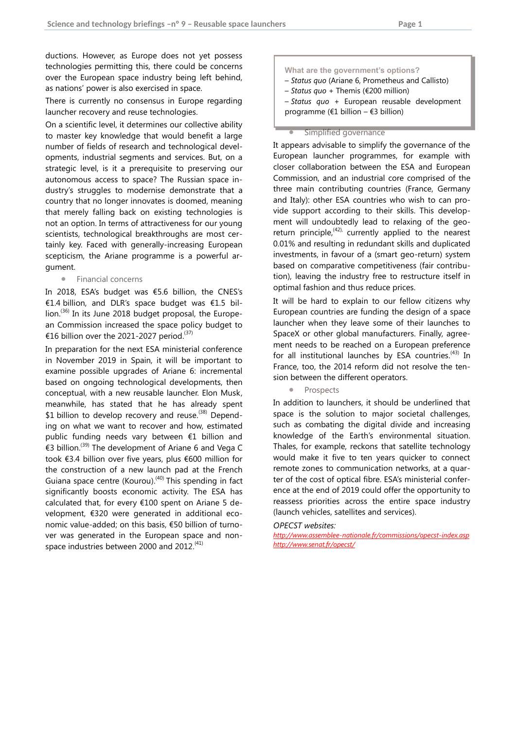ductions. However, as Europe does not yet possess technologies permitting this, there could be concerns over the European space industry being left behind, as nations' power is also exercised in space.

There is currently no consensus in Europe regarding launcher recovery and reuse technologies.

On a scientific level, it determines our collective ability to master key knowledge that would benefit a large number of fields of research and technological developments, industrial segments and services. But, on a strategic level, is it a prerequisite to preserving our autonomous access to space? The Russian space industry's struggles to modernise demonstrate that a country that no longer innovates is doomed, meaning that merely falling back on existing technologies is not an option. In terms of attractiveness for our young scientists, technological breakthroughs are most certainly key. Faced with generally-increasing European scepticism, the Ariane programme is a powerful argument.

- Financial concerns

In 2018, ESA's budget was €5.6 billion, the CNES's €1.4 billion, and DLR's space budget was €1.5 billion.[36] In its June 2018 budget proposal, the European Commission increased the space policy budget to €16 billion over the 2021-2027 period.[37]

In preparation for the next ESA ministerial conference in November 2019 in Spain, it will be important to examine possible upgrades of Ariane 6: incremental based on ongoing technological developments, then conceptual, with a new reusable launcher. Elon Musk, meanwhile, has stated that he has already spent $1 billion to develop recovery and reuse.[38] Depending on what we want to recover and how, estimated public funding needs vary between €1 billion and €3 billion.[39] The development of Ariane 6 and Vega C took €3.4 billion over five years, plus €600 million for the construction of a new launch pad at the French Guiana space centre (Kourou).[40] This spending in fact significantly boosts economic activity. The ESA has calculated that, for every €100 spent on Ariane 5 development, €320 were generated in additional economic value-added; on this basis, €50 billion of turnover was generated in the European space and non-space industries between 2000 and 2012.[41]

> **What are the government's options?**
> – *Status quo* (Ariane 6, Prometheus and Callisto)
> – *Status quo* + Themis (€200 million)
> – *Status quo* + European reusable development programme (€1 billion – €3 billion)

- Simplified governance

It appears advisable to simplify the governance of the European launcher programmes, for example with closer collaboration between the ESA and European Commission, and an industrial core comprised of the three main contributing countries (France, Germany and Italy): other ESA countries who wish to can provide support according to their skills. This development will undoubtedly lead to relaxing of the geo-return principle,[42] currently applied to the nearest 0.01% and resulting in redundant skills and duplicated investments, in favour of a (smart geo-return) system based on comparative competitiveness (fair contribution), leaving the industry free to restructure itself in optimal fashion and thus reduce prices.

It will be hard to explain to our fellow citizens why European countries are funding the design of a space launcher when they leave some of their launches to SpaceX or other global manufacturers. Finally, agreement needs to be reached on a European preference for all institutional launches by ESA countries.[43] In France, too, the 2014 reform did not resolve the tension between the different operators.

- Prospects

In addition to launchers, it should be underlined that space is the solution to major societal challenges, such as combating the digital divide and increasing knowledge of the Earth's environmental situation. Thales, for example, reckons that satellite technology would make it five to ten years quicker to connect remote zones to communication networks, at a quarter of the cost of optical fibre. ESA's ministerial conference at the end of 2019 could offer the opportunity to reassess priorities across the entire space industry (launch vehicles, satellites and services).

*OPECST websites:*
http://www.assemblee-nationale.fr/commissions/opecst-index.asp
http://www.senat.fr/opecst/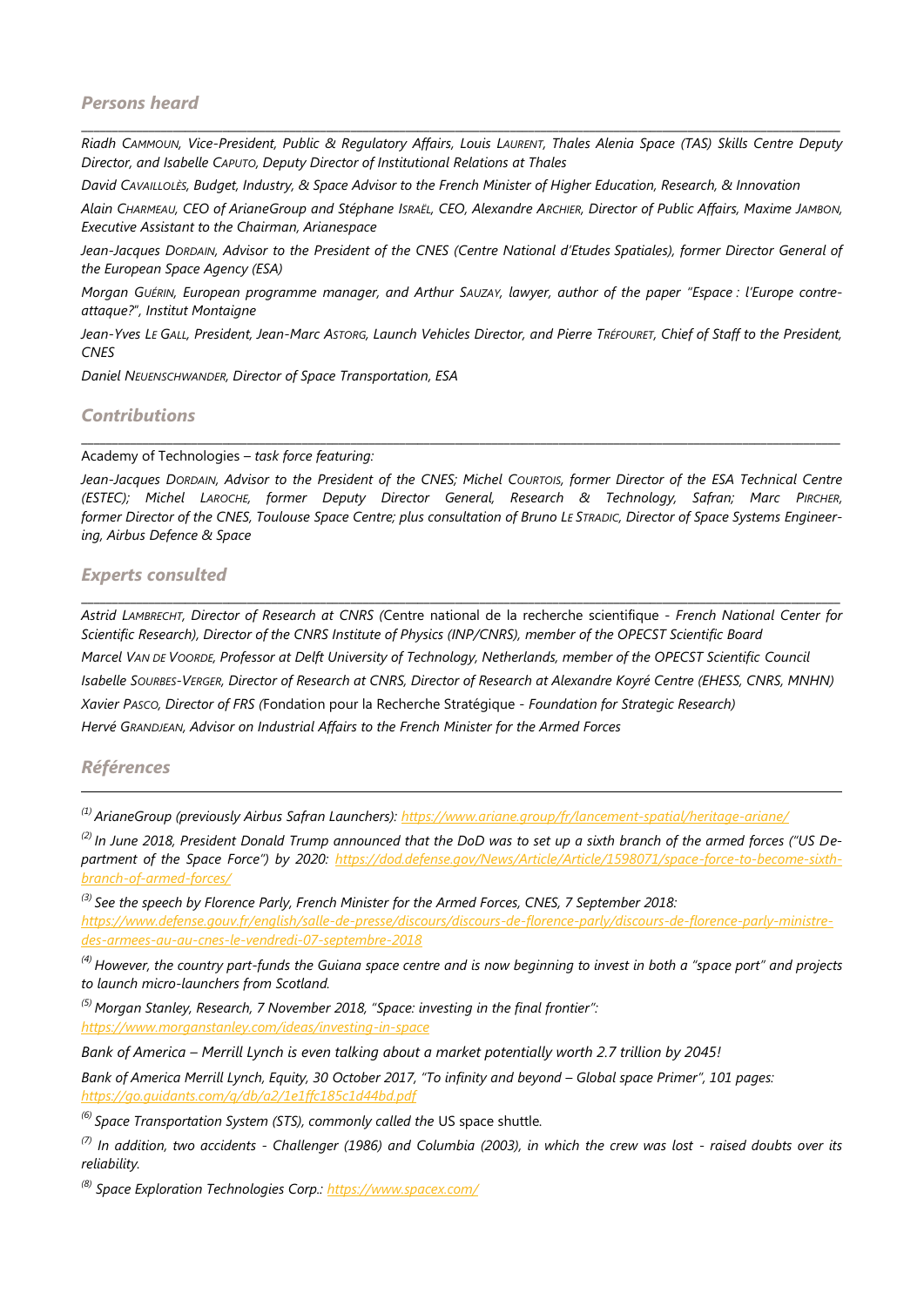## Persons heard

*Riadh Cammoun, Vice-President, Public & Regulatory Affairs, Louis Laurent, Thales Alenia Space (TAS) Skills Centre Deputy Director, and Isabelle Caputo, Deputy Director of Institutional Relations at Thales*

*David Cavaillolès, Budget, Industry, & Space Advisor to the French Minister of Higher Education, Research, & Innovation*

*Alain Charmeau, CEO of ArianeGroup and Stéphane Israël, CEO, Alexandre Archier, Director of Public Affairs, Maxime Jambon, Executive Assistant to the Chairman, Arianespace*

*Jean-Jacques Dordain, Advisor to the President of the CNES (Centre National d'Etudes Spatiales), former Director General of the European Space Agency (ESA)*

*Morgan Guérin, European programme manager, and Arthur Sauzay, lawyer, author of the paper "Espace : l'Europe contre-attaque?", Institut Montaigne*

*Jean-Yves Le Gall, President, Jean-Marc Astorg, Launch Vehicles Director, and Pierre Tréfouret, Chief of Staff to the President, CNES*

*Daniel Neuenschwander, Director of Space Transportation, ESA*

## Contributions

Academy of Technologies – *task force featuring:*

*Jean-Jacques Dordain, Advisor to the President of the CNES; Michel Courtois, former Director of the ESA Technical Centre (ESTEC); Michel Laroche, former Deputy Director General, Research & Technology, Safran; Marc Pircher, former Director of the CNES, Toulouse Space Centre; plus consultation of Bruno Le Stradic, Director of Space Systems Engineering, Airbus Defence & Space*

## Experts consulted

*Astrid Lambrecht, Director of Research at CNRS (*Centre national de la recherche scientifique - *French National Center for Scientific Research), Director of the CNRS Institute of Physics (INP/CNRS), member of the OPECST Scientific Board*

*Marcel Van de Voorde, Professor at Delft University of Technology, Netherlands, member of the OPECST Scientific Council*

*Isabelle Sourbes-Verger, Director of Research at CNRS, Director of Research at Alexandre Koyré Centre (EHESS, CNRS, MNHN)*

*Xavier Pasco, Director of FRS (*Fondation pour la Recherche Stratégique - *Foundation for Strategic Research)*

*Hervé Grandjean, Advisor on Industrial Affairs to the French Minister for the Armed Forces*

## Références

*[1] ArianeGroup (previously Airbus Safran Launchers): https://www.ariane.group/fr/lancement-spatial/heritage-ariane/*

*[2] In June 2018, President Donald Trump announced that the DoD was to set up a sixth branch of the armed forces ("US Department of the Space Force") by 2020: https://dod.defense.gov/News/Article/Article/1598071/space-force-to-become-sixth-branch-of-armed-forces/*

*[3] See the speech by Florence Parly, French Minister for the Armed Forces, CNES, 7 September 2018: https://www.defense.gouv.fr/english/salle-de-presse/discours/discours-de-florence-parly/discours-de-florence-parly-ministre-des-armees-au-au-cnes-le-vendredi-07-septembre-2018*

*[4] However, the country part-funds the Guiana space centre and is now beginning to invest in both a "space port" and projects to launch micro-launchers from Scotland.*

*[5] Morgan Stanley, Research, 7 November 2018, "Space: investing in the final frontier": https://www.morganstanley.com/ideas/investing-in-space*

*Bank of America – Merrill Lynch is even talking about a market potentially worth 2.7 trillion by 2045!*

*Bank of America Merrill Lynch, Equity, 30 October 2017, "To infinity and beyond – Global space Primer", 101 pages: https://go.guidants.com/q/db/a2/1e1ffc185c1d44bd.pdf*

*[6] Space Transportation System (STS), commonly called the* US space shuttle*.*

*[7] In addition, two accidents - Challenger (1986) and Columbia (2003), in which the crew was lost - raised doubts over its reliability.*

*[8] Space Exploration Technologies Corp.: https://www.spacex.com/*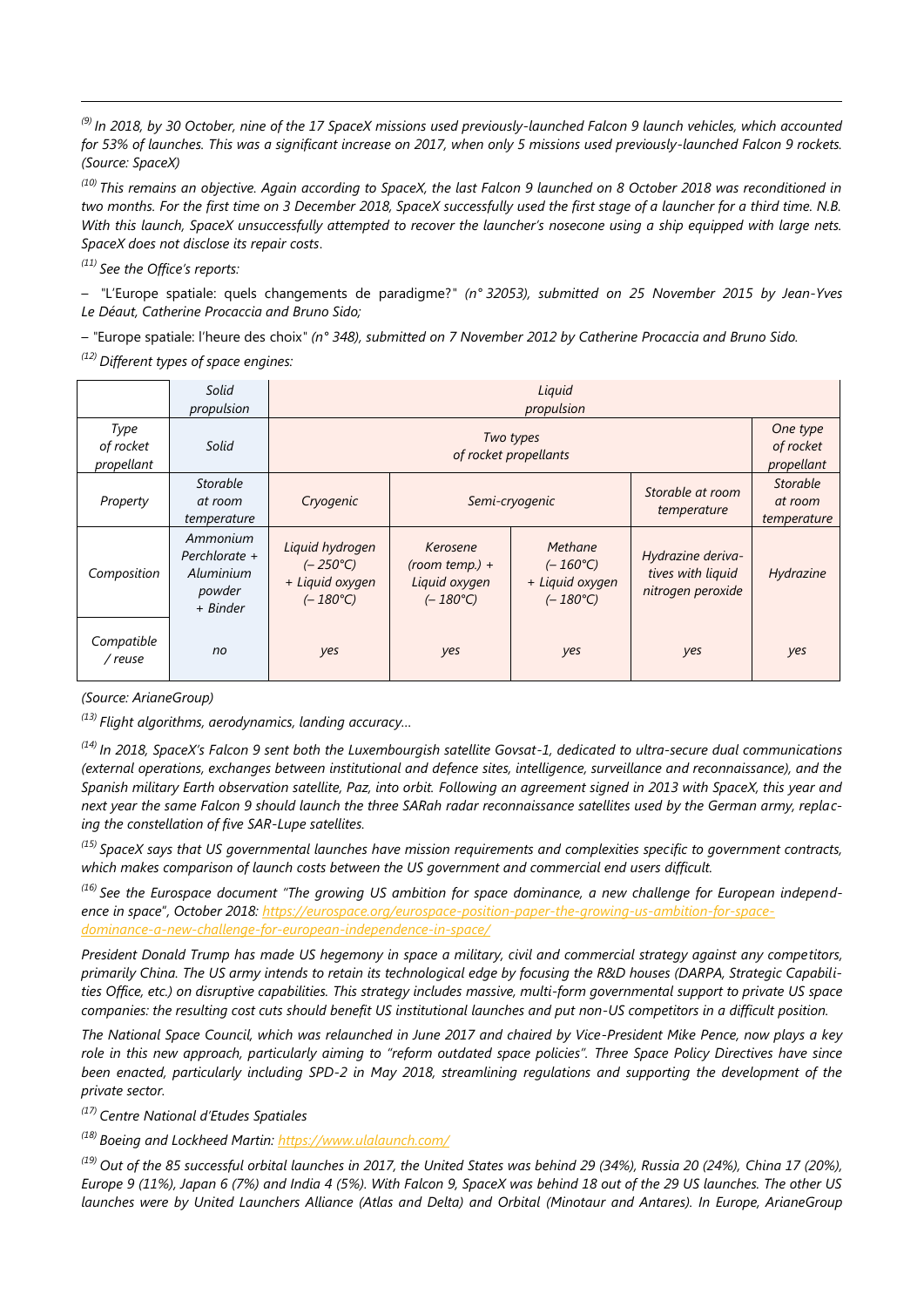*[9] In 2018, by 30 October, nine of the 17 SpaceX missions used previously-launched Falcon 9 launch vehicles, which accounted for 53% of launches. This was a significant increase on 2017, when only 5 missions used previously-launched Falcon 9 rockets. (Source: SpaceX)*

*[10] This remains an objective. Again according to SpaceX, the last Falcon 9 launched on 8 October 2018 was reconditioned in two months. For the first time on 3 December 2018, SpaceX successfully used the first stage of a launcher for a third time. N.B. With this launch, SpaceX unsuccessfully attempted to recover the launcher's nosecone using a ship equipped with large nets. SpaceX does not disclose its repair costs.*

*[11] See the Office's reports:*

– "L'Europe spatiale: quels changements de paradigme?" *(n° 32053), submitted on 25 November 2015 by Jean-Yves Le Déaut, Catherine Procaccia and Bruno Sido;*

– "Europe spatiale: l'heure des choix" *(n° 348), submitted on 7 November 2012 by Catherine Procaccia and Bruno Sido.*

*[12] Different types of space engines:*

| | Solid propulsion | Liquid propulsion | | | | |
|---|---|---|---|---|---|---|
| Type of rocket propellant | Solid | Two types of rocket propellants | | | | One type of rocket propellant |
| Property | Storable at room temperature | Cryogenic | Semi-cryogenic | | Storable at room temperature | Storable at room temperature |
| Composition | Ammonium Perchlorate + Aluminium powder + Binder | Liquid hydrogen (– 250°C) + Liquid oxygen (– 180°C) | Kerosene (room temp.) + Liquid oxygen (– 180°C) | Methane (– 160°C) + Liquid oxygen (– 180°C) | Hydrazine derivatives with liquid nitrogen peroxide | Hydrazine |
| Compatible / reuse | no | yes | yes | yes | yes | yes |

*(Source: ArianeGroup)*

*[13] Flight algorithms, aerodynamics, landing accuracy…*

*[14] In 2018, SpaceX's Falcon 9 sent both the Luxembourgish satellite Govsat-1, dedicated to ultra-secure dual communications (external operations, exchanges between institutional and defence sites, intelligence, surveillance and reconnaissance), and the Spanish military Earth observation satellite, Paz, into orbit. Following an agreement signed in 2013 with SpaceX, this year and next year the same Falcon 9 should launch the three SARah radar reconnaissance satellites used by the German army, replacing the constellation of five SAR-Lupe satellites.*

*[15] SpaceX says that US governmental launches have mission requirements and complexities specific to government contracts, which makes comparison of launch costs between the US government and commercial end users difficult.*

*[16] See the Eurospace document "The growing US ambition for space dominance, a new challenge for European independence in space", October 2018: https://eurospace.org/eurospace-position-paper-the-growing-us-ambition-for-space-dominance-a-new-challenge-for-european-independence-in-space/*

*President Donald Trump has made US hegemony in space a military, civil and commercial strategy against any competitors, primarily China. The US army intends to retain its technological edge by focusing the R&D houses (DARPA, Strategic Capabilities Office, etc.) on disruptive capabilities. This strategy includes massive, multi-form governmental support to private US space companies: the resulting cost cuts should benefit US institutional launches and put non-US competitors in a difficult position.*

*The National Space Council, which was relaunched in June 2017 and chaired by Vice-President Mike Pence, now plays a key role in this new approach, particularly aiming to "reform outdated space policies". Three Space Policy Directives have since been enacted, particularly including SPD-2 in May 2018, streamlining regulations and supporting the development of the private sector.*

*[17] Centre National d'Etudes Spatiales*

*[18] Boeing and Lockheed Martin: https://www.ulalaunch.com/*

*[19] Out of the 85 successful orbital launches in 2017, the United States was behind 29 (34%), Russia 20 (24%), China 17 (20%), Europe 9 (11%), Japan 6 (7%) and India 4 (5%). With Falcon 9, SpaceX was behind 18 out of the 29 US launches. The other US launches were by United Launchers Alliance (Atlas and Delta) and Orbital (Minotaur and Antares). In Europe, ArianeGroup*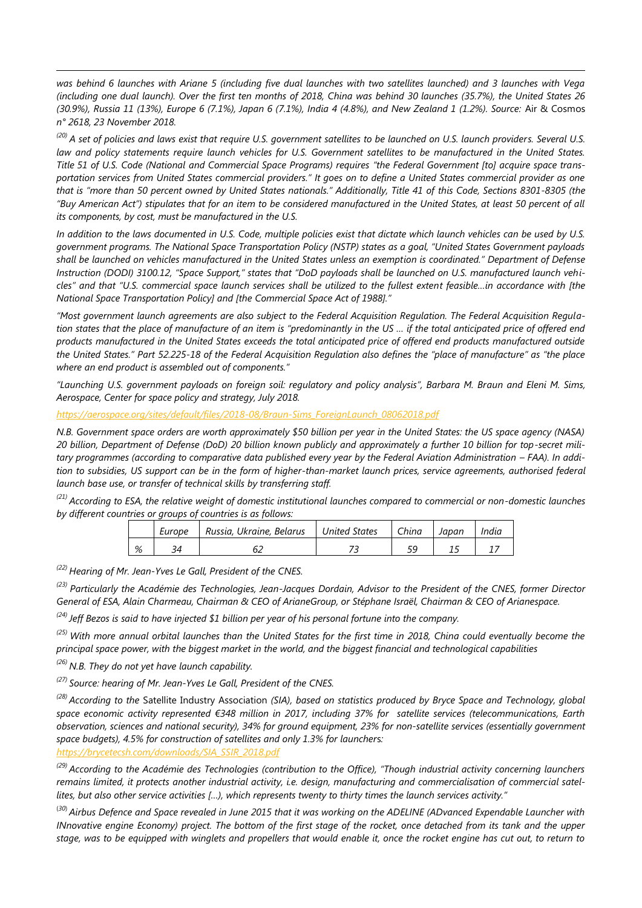*was behind 6 launches with Ariane 5 (including five dual launches with two satellites launched) and 3 launches with Vega (including one dual launch). Over the first ten months of 2018, China was behind 30 launches (35.7%), the United States 26 (30.9%), Russia 11 (13%), Europe 6 (7.1%), Japan 6 (7.1%), India 4 (4.8%), and New Zealand 1 (1.2%). Source:* Air & Cosmos *n° 2618, 23 November 2018.*

*[20] A set of policies and laws exist that require U.S. government satellites to be launched on U.S. launch providers. Several U.S. law and policy statements require launch vehicles for U.S. Government satellites to be manufactured in the United States. Title 51 of U.S. Code (National and Commercial Space Programs) requires "the Federal Government [to] acquire space transportation services from United States commercial providers." It goes on to define a United States commercial provider as one that is "more than 50 percent owned by United States nationals." Additionally, Title 41 of this Code, Sections 8301-8305 (the "Buy American Act") stipulates that for an item to be considered manufactured in the United States, at least 50 percent of all its components, by cost, must be manufactured in the U.S.*

*In addition to the laws documented in U.S. Code, multiple policies exist that dictate which launch vehicles can be used by U.S. government programs. The National Space Transportation Policy (NSTP) states as a goal, "United States Government payloads shall be launched on vehicles manufactured in the United States unless an exemption is coordinated." Department of Defense Instruction (DODI) 3100.12, "Space Support," states that "DoD payloads shall be launched on U.S. manufactured launch vehicles" and that "U.S. commercial space launch services shall be utilized to the fullest extent feasible…in accordance with [the National Space Transportation Policy] and [the Commercial Space Act of 1988]."*

*"Most government launch agreements are also subject to the Federal Acquisition Regulation. The Federal Acquisition Regulation states that the place of manufacture of an item is "predominantly in the US … if the total anticipated price of offered end products manufactured in the United States exceeds the total anticipated price of offered end products manufactured outside the United States." Part 52.225-18 of the Federal Acquisition Regulation also defines the "place of manufacture" as "the place where an end product is assembled out of components."*

*"Launching U.S. government payloads on foreign soil: regulatory and policy analysis", Barbara M. Braun and Eleni M. Sims, Aerospace, Center for space policy and strategy, July 2018.*

*https://aerospace.org/sites/default/files/2018-08/Braun-Sims_ForeignLaunch_08062018.pdf*

*N.B. Government space orders are worth approximately $50 billion per year in the United States: the US space agency (NASA) 20 billion, Department of Defense (DoD) 20 billion known publicly and approximately a further 10 billion for top-secret military programmes (according to comparative data published every year by the Federal Aviation Administration – FAA). In addition to subsidies, US support can be in the form of higher-than-market launch prices, service agreements, authorised federal launch base use, or transfer of technical skills by transferring staff.*

*[21] According to ESA, the relative weight of domestic institutional launches compared to commercial or non-domestic launches by different countries or groups of countries is as follows:*

| | Europe | Russia, Ukraine, Belarus | United States | China | Japan | India |
|---|---|---|---|---|---|---|
| % | 34 | 62 | 73 | 59 | 15 | 17 |

*[22] Hearing of Mr. Jean-Yves Le Gall, President of the CNES.*

*[23] Particularly the Académie des Technologies, Jean-Jacques Dordain, Advisor to the President of the CNES, former Director General of ESA, Alain Charmeau, Chairman & CEO of ArianeGroup, or Stéphane Israël, Chairman & CEO of Arianespace.*

*[24] Jeff Bezos is said to have injected $1 billion per year of his personal fortune into the company.*

*[25] With more annual orbital launches than the United States for the first time in 2018, China could eventually become the principal space power, with the biggest market in the world, and the biggest financial and technological capabilities*

*[26] N.B. They do not yet have launch capability.*

*[27] Source: hearing of Mr. Jean-Yves Le Gall, President of the CNES.*

*[28] According to the* Satellite Industry Association *(SIA), based on statistics produced by Bryce Space and Technology, global space economic activity represented €348 million in 2017, including 37% for satellite services (telecommunications, Earth observation, sciences and national security), 34% for ground equipment, 23% for non-satellite services (essentially government space budgets), 4.5% for construction of satellites and only 1.3% for launchers:*
*https://brycetecsh.com/downloads/SIA_SSIR_2018.pdf*

*[29] According to the Académie des Technologies (contribution to the Office), "Though industrial activity concerning launchers remains limited, it protects another industrial activity, i.e. design, manufacturing and commercialisation of commercial satellites, but also other service activities […), which represents twenty to thirty times the launch services activity."*

*[30] Airbus Defence and Space revealed in June 2015 that it was working on the ADELINE (ADvanced Expendable Launcher with INnovative engine Economy) project. The bottom of the first stage of the rocket, once detached from its tank and the upper stage, was to be equipped with winglets and propellers that would enable it, once the rocket engine has cut out, to return to*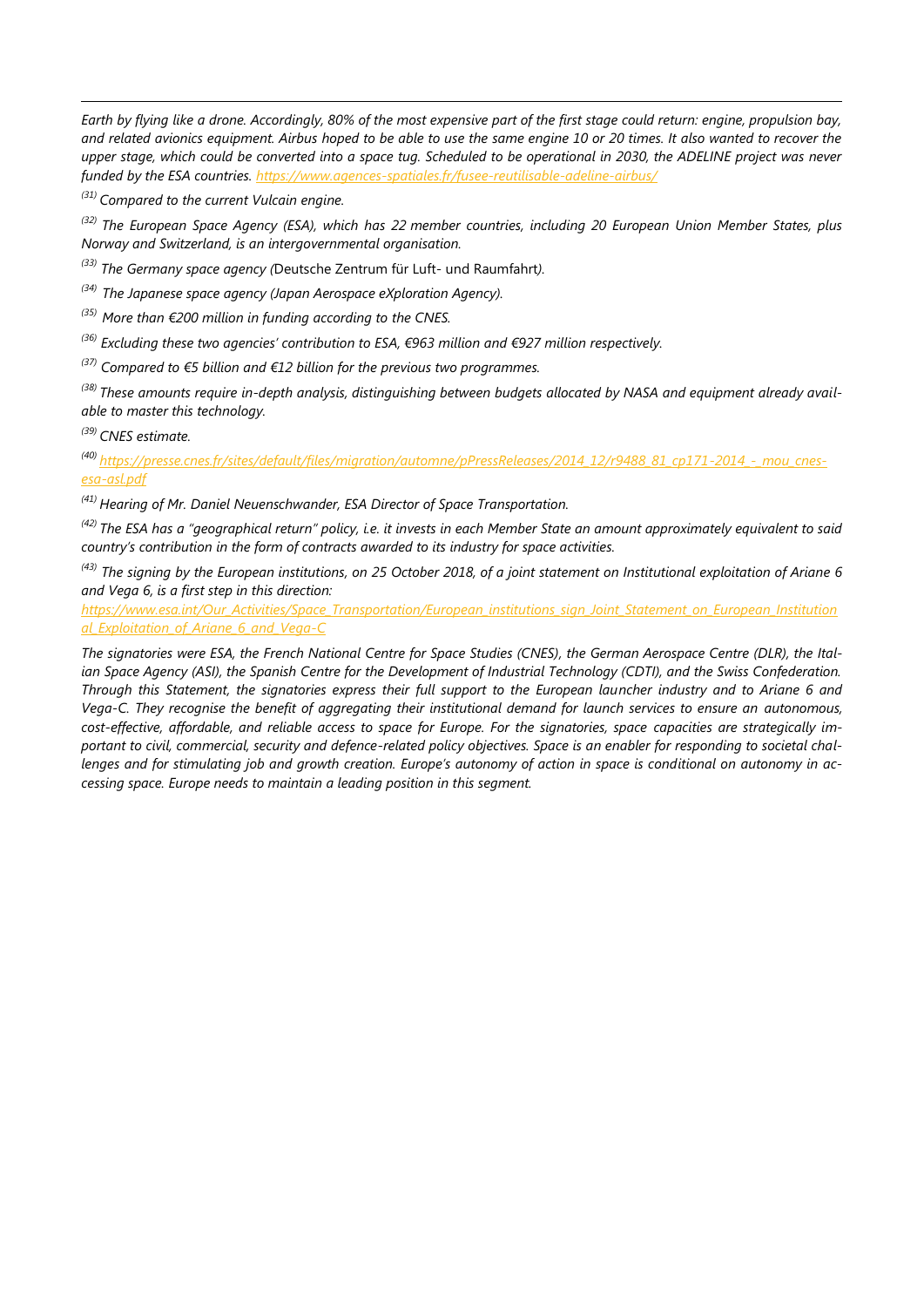*Earth by flying like a drone. Accordingly, 80% of the most expensive part of the first stage could return: engine, propulsion bay, and related avionics equipment. Airbus hoped to be able to use the same engine 10 or 20 times. It also wanted to recover the upper stage, which could be converted into a space tug. Scheduled to be operational in 2030, the ADELINE project was never funded by the ESA countries.* https://www.agences-spatiales.fr/fusee-reutilisable-adeline-airbus/

(31) *Compared to the current Vulcain engine.*

(32) *The European Space Agency (ESA), which has 22 member countries, including 20 European Union Member States, plus Norway and Switzerland, is an intergovernmental organisation.*

(33) *The Germany space agency (*Deutsche Zentrum für Luft- und Raumfahrt*).*

(34) *The Japanese space agency (Japan Aerospace eXploration Agency).*

(35) *More than €200 million in funding according to the CNES.*

(36) *Excluding these two agencies' contribution to ESA, €963 million and €927 million respectively.*

(37) *Compared to €5 billion and €12 billion for the previous two programmes.*

(38) *These amounts require in-depth analysis, distinguishing between budgets allocated by NASA and equipment already available to master this technology.*

(39) *CNES estimate.*

(40) https://presse.cnes.fr/sites/default/files/migration/automne/pPressReleases/2014_12/r9488_81_cp171-2014_-_mou_cnes-esa-asl.pdf

(41) *Hearing of Mr. Daniel Neuenschwander, ESA Director of Space Transportation.*

(42) *The ESA has a "geographical return" policy, i.e. it invests in each Member State an amount approximately equivalent to said country's contribution in the form of contracts awarded to its industry for space activities.*

(43) *The signing by the European institutions, on 25 October 2018, of a joint statement on Institutional exploitation of Ariane 6 and Vega 6, is a first step in this direction:*

https://www.esa.int/Our_Activities/Space_Transportation/European_institutions_sign_Joint_Statement_on_European_Institutional_Exploitation_of_Ariane_6_and_Vega-C

*The signatories were ESA, the French National Centre for Space Studies (CNES), the German Aerospace Centre (DLR), the Italian Space Agency (ASI), the Spanish Centre for the Development of Industrial Technology (CDTI), and the Swiss Confederation. Through this Statement, the signatories express their full support to the European launcher industry and to Ariane 6 and Vega-C. They recognise the benefit of aggregating their institutional demand for launch services to ensure an autonomous, cost-effective, affordable, and reliable access to space for Europe. For the signatories, space capacities are strategically important to civil, commercial, security and defence-related policy objectives. Space is an enabler for responding to societal challenges and for stimulating job and growth creation. Europe's autonomy of action in space is conditional on autonomy in accessing space. Europe needs to maintain a leading position in this segment.*